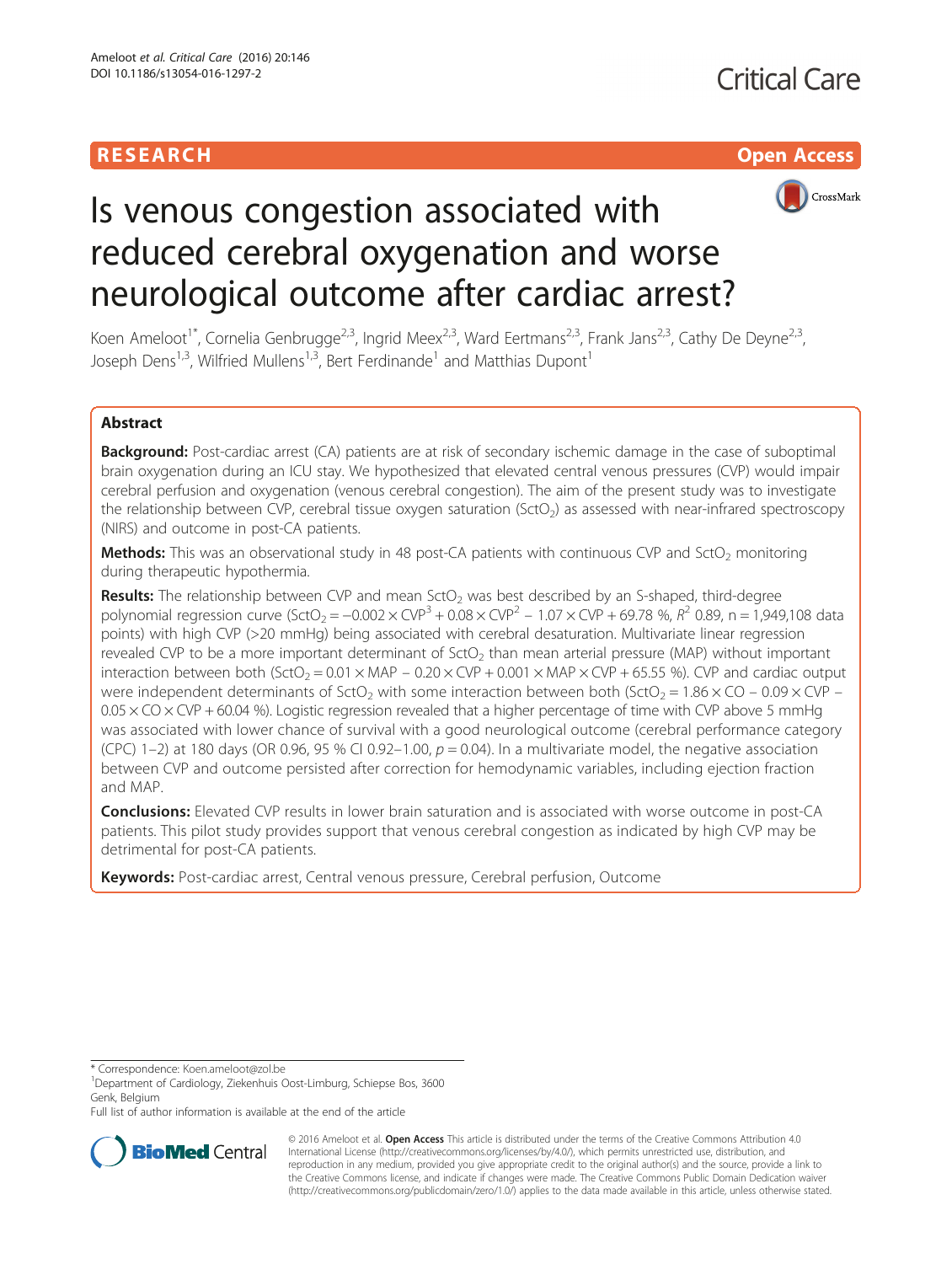RESEARCH **Open Access**

# Is venous congestion associated with reduced cerebral oxygenation and worse neurological outcome after cardiac arrest?

Koen Ameloot[1*], Cornelia Genbrugge[2,3], Ingrid Meex[2,3], Ward Eertmans[2,3], Frank Jans[2,3], Cathy De Deyne[2,3], Joseph Dens[1,3], Wilfried Mullens[1,3], Bert Ferdinande[1] and Matthias Dupont[1]

## Abstract

**Background:** Post-cardiac arrest (CA) patients are at risk of secondary ischemic damage in the case of suboptimal brain oxygenation during an ICU stay. We hypothesized that elevated central venous pressures (CVP) would impair cerebral perfusion and oxygenation (venous cerebral congestion). The aim of the present study was to investigate the relationship between CVP, cerebral tissue oxygen saturation ($SctO_2$) as assessed with near-infrared spectroscopy (NIRS) and outcome in post-CA patients.

**Methods:** This was an observational study in 48 post-CA patients with continuous CVP and $SctO_2$ monitoring during therapeutic hypothermia.

**Results:** The relationship between CVP and mean $SctO_2$ was best described by an S-shaped, third-degree polynomial regression curve ($SctO_2 = -0.002 \times CVP^3 + 0.08 \times CVP^2 - 1.07 \times CVP + 69.78$ %, $R^2$ 0.89, n = 1,949,108 data points) with high CVP (>20 mmHg) being associated with cerebral desaturation. Multivariate linear regression revealed CVP to be a more important determinant of $SctO_2$ than mean arterial pressure (MAP) without important interaction between both ($SctO_2 = 0.01 \times MAP - 0.20 \times CVP + 0.001 \times MAP \times CVP + 65.55$ %). CVP and cardiac output were independent determinants of $SctO_2$ with some interaction between both ($SctO_2 = 1.86 \times CO - 0.09 \times CVP - 0.05 \times CO \times CVP + 60.04$ %). Logistic regression revealed that a higher percentage of time with CVP above 5 mmHg was associated with lower chance of survival with a good neurological outcome (cerebral performance category (CPC) 1–2) at 180 days (OR 0.96, 95 % CI 0.92–1.00, $p = 0.04$). In a multivariate model, the negative association between CVP and outcome persisted after correction for hemodynamic variables, including ejection fraction and MAP.

**Conclusions:** Elevated CVP results in lower brain saturation and is associated with worse outcome in post-CA patients. This pilot study provides support that venous cerebral congestion as indicated by high CVP may be detrimental for post-CA patients.

**Keywords:** Post-cardiac arrest, Central venous pressure, Cerebral perfusion, Outcome

---

* Correspondence: Koen.ameloot@zol.be

[1]Department of Cardiology, Ziekenhuis Oost-Limburg, Schiepse Bos, 3600 Genk, Belgium

Full list of author information is available at the end of the article

© 2016 Ameloot et al. **Open Access** This article is distributed under the terms of the Creative Commons Attribution 4.0 International License (http://creativecommons.org/licenses/by/4.0/), which permits unrestricted use, distribution, and reproduction in any medium, provided you give appropriate credit to the original author(s) and the source, provide a link to the Creative Commons license, and indicate if changes were made. The Creative Commons Public Domain Dedication waiver (http://creativecommons.org/publicdomain/zero/1.0/) applies to the data made available in this article, unless otherwise stated.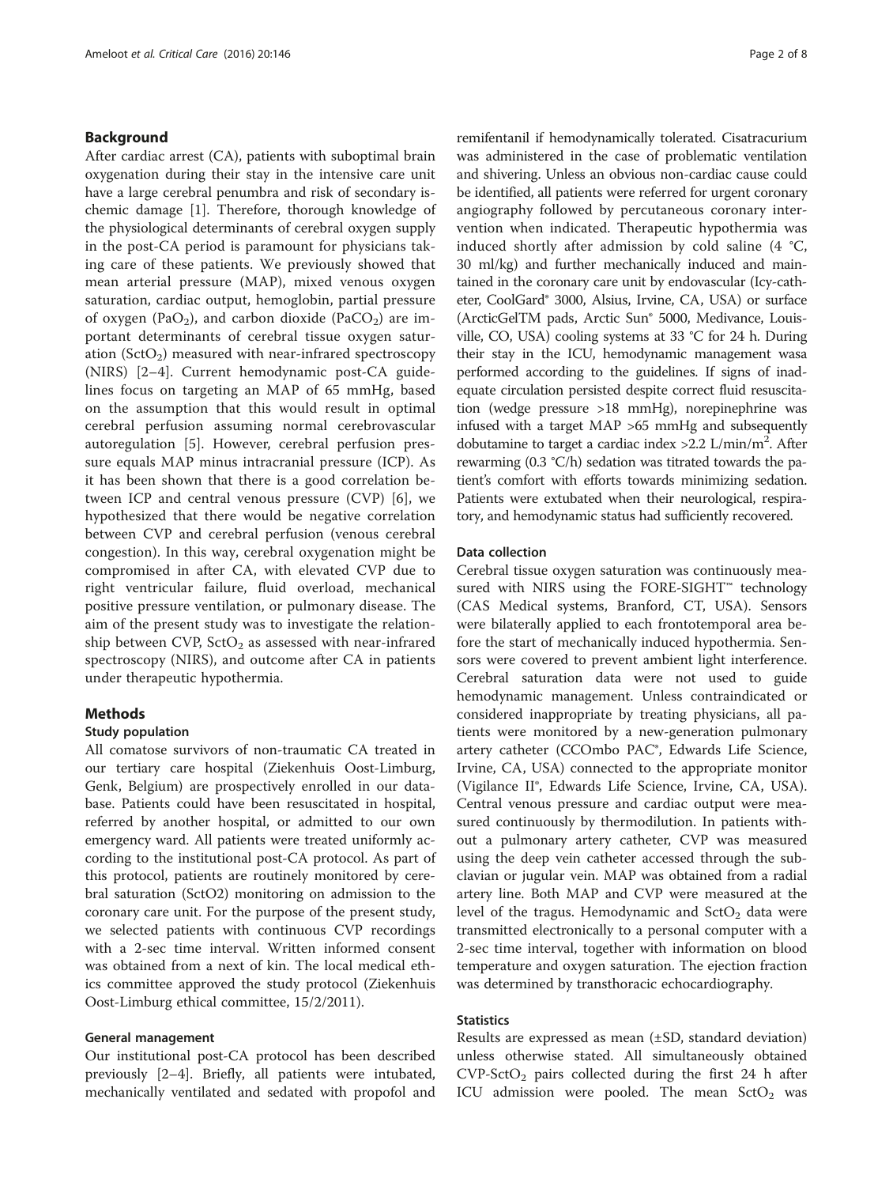## Background

After cardiac arrest (CA), patients with suboptimal brain oxygenation during their stay in the intensive care unit have a large cerebral penumbra and risk of secondary ischemic damage [1]. Therefore, thorough knowledge of the physiological determinants of cerebral oxygen supply in the post-CA period is paramount for physicians taking care of these patients. We previously showed that mean arterial pressure (MAP), mixed venous oxygen saturation, cardiac output, hemoglobin, partial pressure of oxygen ($PaO_2$), and carbon dioxide ($PaCO_2$) are important determinants of cerebral tissue oxygen saturation ($SctO_2$) measured with near-infrared spectroscopy (NIRS) [2–4]. Current hemodynamic post-CA guidelines focus on targeting an MAP of 65 mmHg, based on the assumption that this would result in optimal cerebral perfusion assuming normal cerebrovascular autoregulation [5]. However, cerebral perfusion pressure equals MAP minus intracranial pressure (ICP). As it has been shown that there is a good correlation between ICP and central venous pressure (CVP) [6], we hypothesized that there would be negative correlation between CVP and cerebral perfusion (venous cerebral congestion). In this way, cerebral oxygenation might be compromised in after CA, with elevated CVP due to right ventricular failure, fluid overload, mechanical positive pressure ventilation, or pulmonary disease. The aim of the present study was to investigate the relationship between CVP, $SctO_2$ as assessed with near-infrared spectroscopy (NIRS), and outcome after CA in patients under therapeutic hypothermia.

## Methods

### Study population

All comatose survivors of non-traumatic CA treated in our tertiary care hospital (Ziekenhuis Oost-Limburg, Genk, Belgium) are prospectively enrolled in our database. Patients could have been resuscitated in hospital, referred by another hospital, or admitted to our own emergency ward. All patients were treated uniformly according to the institutional post-CA protocol. As part of this protocol, patients are routinely monitored by cerebral saturation (SctO2) monitoring on admission to the coronary care unit. For the purpose of the present study, we selected patients with continuous CVP recordings with a 2-sec time interval. Written informed consent was obtained from a next of kin. The local medical ethics committee approved the study protocol (Ziekenhuis Oost-Limburg ethical committee, 15/2/2011).

### General management

Our institutional post-CA protocol has been described previously [2–4]. Briefly, all patients were intubated, mechanically ventilated and sedated with propofol and remifentanil if hemodynamically tolerated. Cisatracurium was administered in the case of problematic ventilation and shivering. Unless an obvious non-cardiac cause could be identified, all patients were referred for urgent coronary angiography followed by percutaneous coronary intervention when indicated. Therapeutic hypothermia was induced shortly after admission by cold saline (4 °C, 30 ml/kg) and further mechanically induced and maintained in the coronary care unit by endovascular (Icy-catheter, CoolGard® 3000, Alsius, Irvine, CA, USA) or surface (ArcticGelTM pads, Arctic Sun® 5000, Medivance, Louisville, CO, USA) cooling systems at 33 °C for 24 h. During their stay in the ICU, hemodynamic management wasa performed according to the guidelines. If signs of inadequate circulation persisted despite correct fluid resuscitation (wedge pressure >18 mmHg), norepinephrine was infused with a target MAP >65 mmHg and subsequently dobutamine to target a cardiac index >2.2 L/min/m$^2$. After rewarming (0.3 °C/h) sedation was titrated towards the patient's comfort with efforts towards minimizing sedation. Patients were extubated when their neurological, respiratory, and hemodynamic status had sufficiently recovered.

### Data collection

Cerebral tissue oxygen saturation was continuously measured with NIRS using the FORE-SIGHT™ technology (CAS Medical systems, Branford, CT, USA). Sensors were bilaterally applied to each frontotemporal area before the start of mechanically induced hypothermia. Sensors were covered to prevent ambient light interference. Cerebral saturation data were not used to guide hemodynamic management. Unless contraindicated or considered inappropriate by treating physicians, all patients were monitored by a new-generation pulmonary artery catheter (CCOmbo PAC®, Edwards Life Science, Irvine, CA, USA) connected to the appropriate monitor (Vigilance II®, Edwards Life Science, Irvine, CA, USA). Central venous pressure and cardiac output were measured continuously by thermodilution. In patients without a pulmonary artery catheter, CVP was measured using the deep vein catheter accessed through the subclavian or jugular vein. MAP was obtained from a radial artery line. Both MAP and CVP were measured at the level of the tragus. Hemodynamic and $SctO_2$ data were transmitted electronically to a personal computer with a 2-sec time interval, together with information on blood temperature and oxygen saturation. The ejection fraction was determined by transthoracic echocardiography.

### Statistics

Results are expressed as mean (±SD, standard deviation) unless otherwise stated. All simultaneously obtained CVP-$SctO_2$ pairs collected during the first 24 h after ICU admission were pooled. The mean $SctO_2$ was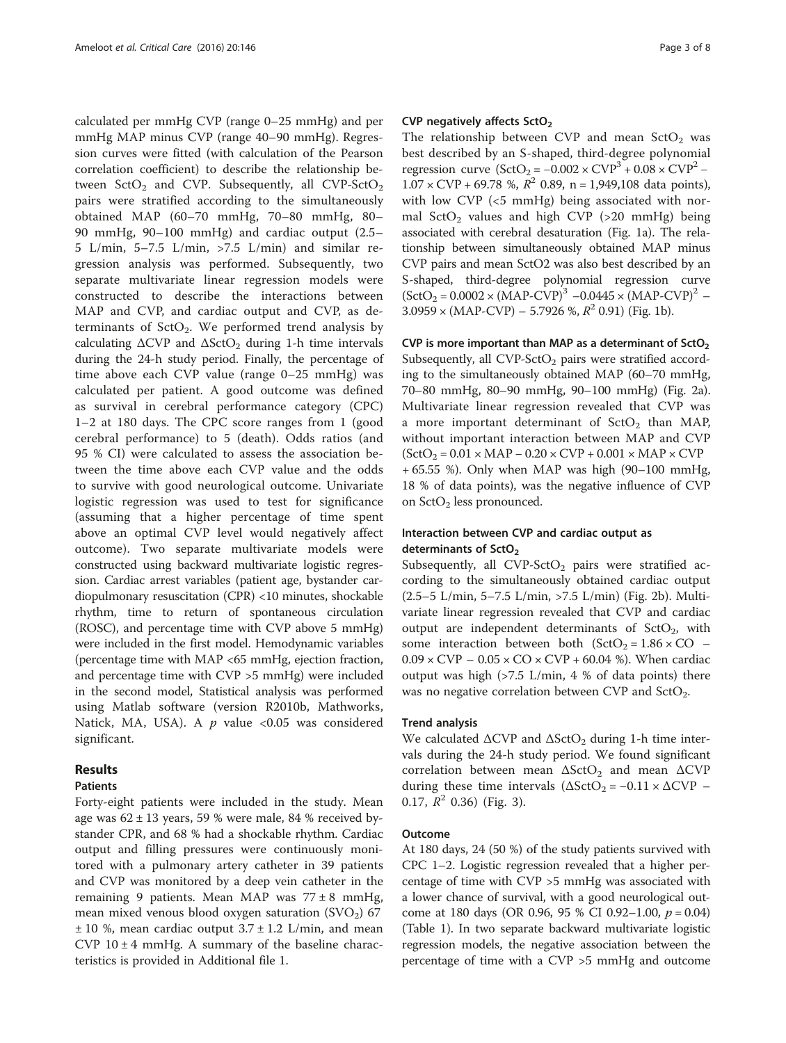calculated per mmHg CVP (range 0–25 mmHg) and per mmHg MAP minus CVP (range 40–90 mmHg). Regression curves were fitted (with calculation of the Pearson correlation coefficient) to describe the relationship between $SctO_2$ and CVP. Subsequently, all CVP-$SctO_2$ pairs were stratified according to the simultaneously obtained MAP (60–70 mmHg, 70–80 mmHg, 80–90 mmHg, 90–100 mmHg) and cardiac output (2.5–5 L/min, 5–7.5 L/min, >7.5 L/min) and similar regression analysis was performed. Subsequently, two separate multivariate linear regression models were constructed to describe the interactions between MAP and CVP, and cardiac output and CVP, as determinants of $SctO_2$. We performed trend analysis by calculating $\Delta$CVP and $\Delta SctO_2$ during 1-h time intervals during the 24-h study period. Finally, the percentage of time above each CVP value (range 0–25 mmHg) was calculated per patient. A good outcome was defined as survival in cerebral performance category (CPC) 1–2 at 180 days. The CPC score ranges from 1 (good cerebral performance) to 5 (death). Odds ratios (and 95 % CI) were calculated to assess the association between the time above each CVP value and the odds to survive with good neurological outcome. Univariate logistic regression was used to test for significance (assuming that a higher percentage of time spent above an optimal CVP level would negatively affect outcome). Two separate multivariate models were constructed using backward multivariate logistic regression. Cardiac arrest variables (patient age, bystander cardiopulmonary resuscitation (CPR) <10 minutes, shockable rhythm, time to return of spontaneous circulation (ROSC), and percentage time with CVP above 5 mmHg) were included in the first model. Hemodynamic variables (percentage time with MAP <65 mmHg, ejection fraction, and percentage time with CVP >5 mmHg) were included in the second model, Statistical analysis was performed using Matlab software (version R2010b, Mathworks, Natick, MA, USA). A *p* value <0.05 was considered significant.

## Results

### Patients

Forty-eight patients were included in the study. Mean age was 62 ± 13 years, 59 % were male, 84 % received bystander CPR, and 68 % had a shockable rhythm. Cardiac output and filling pressures were continuously monitored with a pulmonary artery catheter in 39 patients and CVP was monitored by a deep vein catheter in the remaining 9 patients. Mean MAP was 77 ± 8 mmHg, mean mixed venous blood oxygen saturation ($SVO_2$) 67 ± 10 %, mean cardiac output 3.7 ± 1.2 L/min, and mean CVP 10 ± 4 mmHg. A summary of the baseline characteristics is provided in Additional file 1.

### CVP negatively affects $SctO_2$

The relationship between CVP and mean $SctO_2$ was best described by an S-shaped, third-degree polynomial regression curve ($SctO_2 = -0.002 \times CVP^3 + 0.08 \times CVP^2 - 1.07 \times CVP + 69.78$ %, $R^2$ 0.89, n = 1,949,108 data points), with low CVP (<5 mmHg) being associated with normal $SctO_2$ values and high CVP (>20 mmHg) being associated with cerebral desaturation (Fig. 1a). The relationship between simultaneously obtained MAP minus CVP pairs and mean SctO2 was also best described by an S-shaped, third-degree polynomial regression curve ($SctO_2 = 0.0002 \times (MAP\text{-}CVP)^3 - 0.0445 \times (MAP\text{-}CVP)^2 - 3.0959 \times (MAP\text{-}CVP) - 5.7926$ %, $R^2$ 0.91) (Fig. 1b).

### CVP is more important than MAP as a determinant of $SctO_2$

Subsequently, all CVP-$SctO_2$ pairs were stratified according to the simultaneously obtained MAP (60–70 mmHg, 70–80 mmHg, 80–90 mmHg, 90–100 mmHg) (Fig. 2a). Multivariate linear regression revealed that CVP was a more important determinant of $SctO_2$ than MAP, without important interaction between MAP and CVP ($SctO_2 = 0.01 \times MAP - 0.20 \times CVP + 0.001 \times MAP \times CVP + 65.55$ %). Only when MAP was high (90–100 mmHg, 18 % of data points), was the negative influence of CVP on $SctO_2$ less pronounced.

### Interaction between CVP and cardiac output as determinants of $SctO_2$

Subsequently, all CVP-$SctO_2$ pairs were stratified according to the simultaneously obtained cardiac output (2.5–5 L/min, 5–7.5 L/min, >7.5 L/min) (Fig. 2b). Multivariate linear regression revealed that CVP and cardiac output are independent determinants of $SctO_2$, with some interaction between both ($SctO_2 = 1.86 \times CO - 0.09 \times CVP - 0.05 \times CO \times CVP + 60.04$ %). When cardiac output was high (>7.5 L/min, 4 % of data points) there was no negative correlation between CVP and $SctO_2$.

### Trend analysis

We calculated $\Delta$CVP and $\Delta SctO_2$ during 1-h time intervals during the 24-h study period. We found significant correlation between mean $\Delta SctO_2$ and mean $\Delta$CVP during these time intervals ($\Delta SctO_2 = -0.11 \times \Delta CVP - 0.17$, $R^2$ 0.36) (Fig. 3).

### Outcome

At 180 days, 24 (50 %) of the study patients survived with CPC 1–2. Logistic regression revealed that a higher percentage of time with CVP >5 mmHg was associated with a lower chance of survival, with a good neurological outcome at 180 days (OR 0.96, 95 % CI 0.92–1.00, $p = 0.04$) (Table 1). In two separate backward multivariate logistic regression models, the negative association between the percentage of time with a CVP >5 mmHg and outcome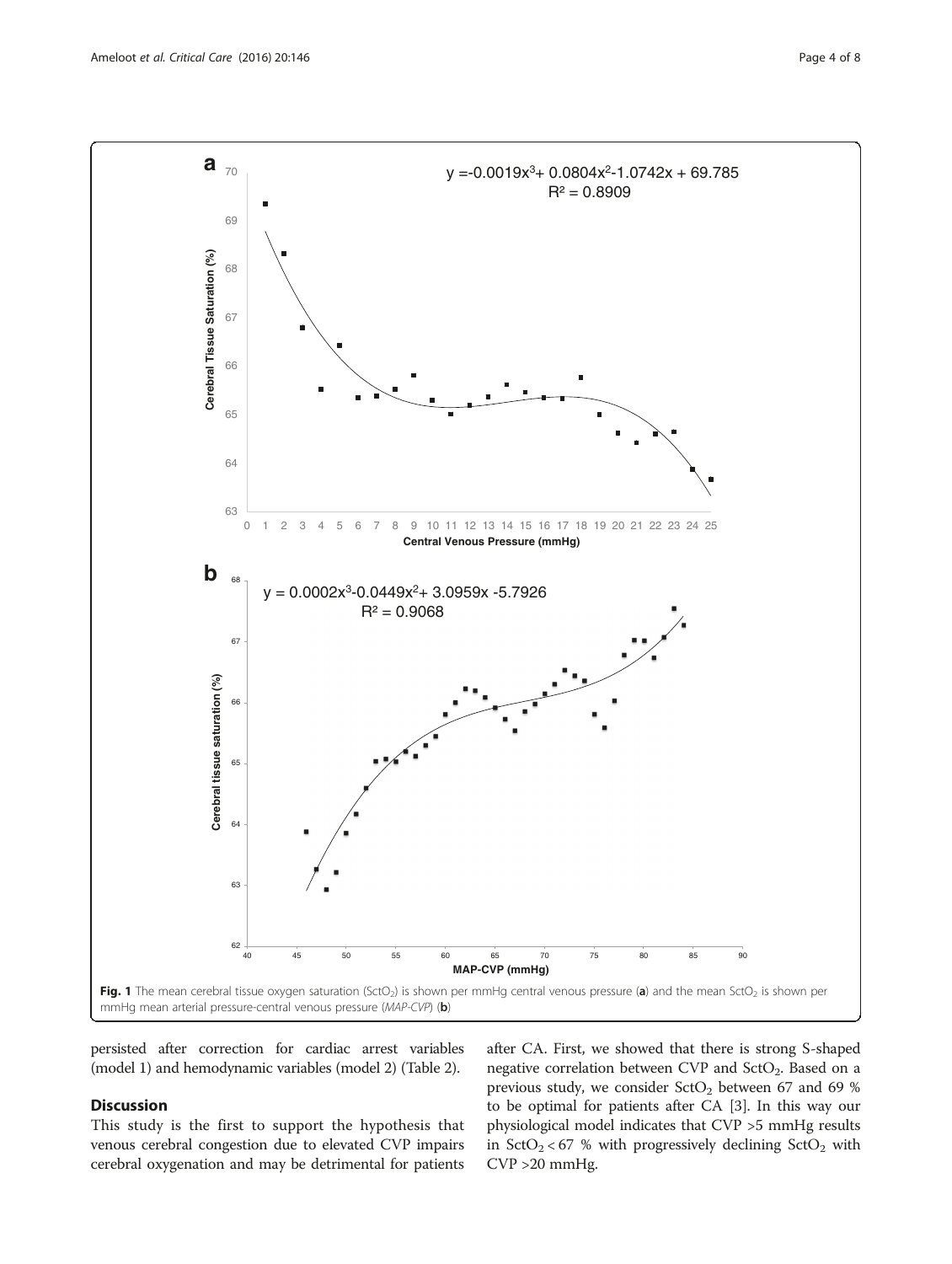Fig. 1 The mean cerebral tissue oxygen saturation ($SctO_2$) is shown per mmHg central venous pressure (**a**) and the mean $SctO_2$ is shown per mmHg mean arterial pressure-central venous pressure (*MAP-CVP*) (**b**)

persisted after correction for cardiac arrest variables (model 1) and hemodynamic variables (model 2) (Table 2).

## Discussion

This study is the first to support the hypothesis that venous cerebral congestion due to elevated CVP impairs cerebral oxygenation and may be detrimental for patients after CA. First, we showed that there is strong S-shaped negative correlation between CVP and $SctO_2$. Based on a previous study, we consider $SctO_2$ between 67 and 69 % to be optimal for patients after CA [3]. In this way our physiological model indicates that CVP >5 mmHg results in $SctO_2 < 67$ % with progressively declining $SctO_2$ with CVP >20 mmHg.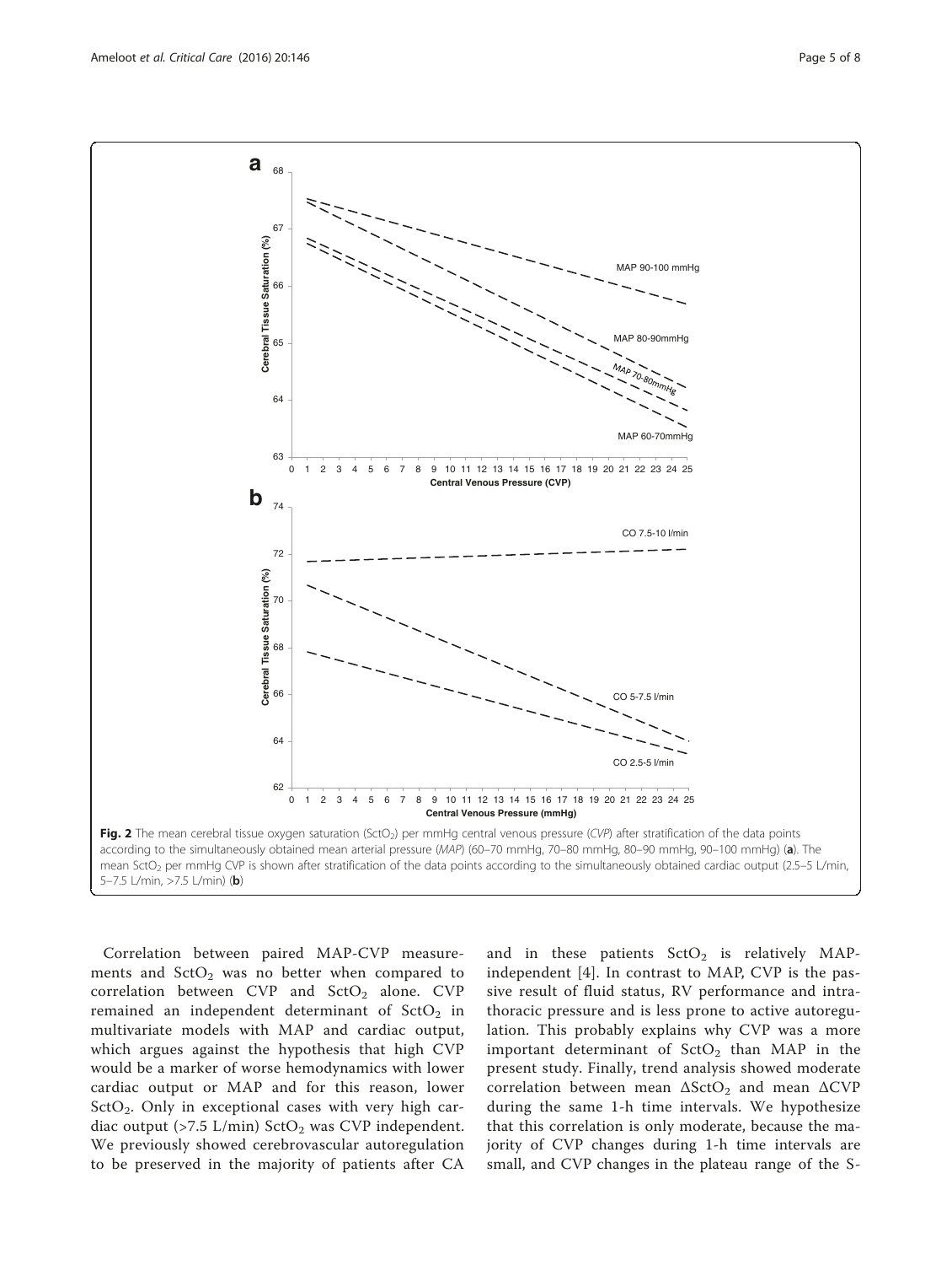Fig. 2 The mean cerebral tissue oxygen saturation ($SctO_2$) per mmHg central venous pressure (*CVP*) after stratification of the data points according to the simultaneously obtained mean arterial pressure (*MAP*) (60–70 mmHg, 70–80 mmHg, 80–90 mmHg, 90–100 mmHg) (**a**). The mean $SctO_2$ per mmHg CVP is shown after stratification of the data points according to the simultaneously obtained cardiac output (2.5–5 L/min, 5–7.5 L/min, >7.5 L/min) (**b**)

Correlation between paired MAP-CVP measurements and $SctO_2$ was no better when compared to correlation between CVP and $SctO_2$ alone. CVP remained an independent determinant of $SctO_2$ in multivariate models with MAP and cardiac output, which argues against the hypothesis that high CVP would be a marker of worse hemodynamics with lower cardiac output or MAP and for this reason, lower $SctO_2$. Only in exceptional cases with very high cardiac output (>7.5 L/min) $SctO_2$ was CVP independent. We previously showed cerebrovascular autoregulation to be preserved in the majority of patients after CA and in these patients $SctO_2$ is relatively MAP-independent [4]. In contrast to MAP, CVP is the passive result of fluid status, RV performance and intrathoracic pressure and is less prone to active autoregulation. This probably explains why CVP was a more important determinant of $SctO_2$ than MAP in the present study. Finally, trend analysis showed moderate correlation between mean $\Delta SctO_2$ and mean $\Delta CVP$ during the same 1-h time intervals. We hypothesize that this correlation is only moderate, because the majority of CVP changes during 1-h time intervals are small, and CVP changes in the plateau range of the S-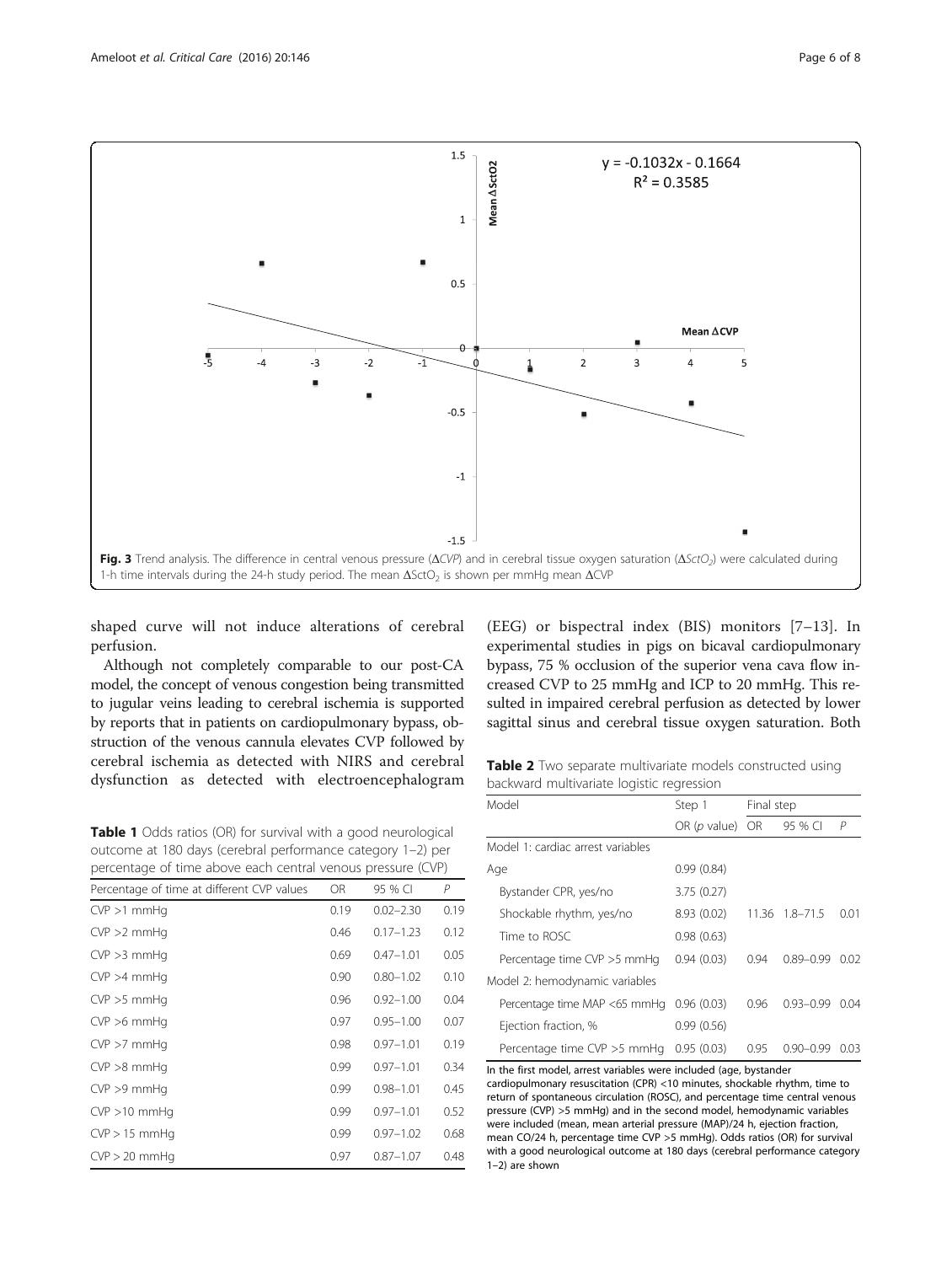**Fig. 3** Trend analysis. The difference in central venous pressure (Δ*CVP*) and in cerebral tissue oxygen saturation (Δ*SctO*$_2$) were calculated during 1-h time intervals during the 24-h study period. The mean Δ$SctO_2$ is shown per mmHg mean ΔCVP

shaped curve will not induce alterations of cerebral perfusion.

Although not completely comparable to our post-CA model, the concept of venous congestion being transmitted to jugular veins leading to cerebral ischemia is supported by reports that in patients on cardiopulmonary bypass, obstruction of the venous cannula elevates CVP followed by cerebral ischemia as detected with NIRS and cerebral dysfunction as detected with electroencephalogram (EEG) or bispectral index (BIS) monitors [7–13]. In experimental studies in pigs on bicaval cardiopulmonary bypass, 75 % occlusion of the superior vena cava flow increased CVP to 25 mmHg and ICP to 20 mmHg. This resulted in impaired cerebral perfusion as detected by lower sagittal sinus and cerebral tissue oxygen saturation. Both

**Table 1** Odds ratios (OR) for survival with a good neurological outcome at 180 days (cerebral performance category 1–2) per percentage of time above each central venous pressure (CVP)

| Percentage of time at different CVP values | OR | 95 % CI | P |
|---|---|---|---|
| CVP >1 mmHg | 0.19 | 0.02–2.30 | 0.19 |
| CVP >2 mmHg | 0.46 | 0.17–1.23 | 0.12 |
| CVP >3 mmHg | 0.69 | 0.47–1.01 | 0.05 |
| CVP >4 mmHg | 0.90 | 0.80–1.02 | 0.10 |
| CVP >5 mmHg | 0.96 | 0.92–1.00 | 0.04 |
| CVP >6 mmHg | 0.97 | 0.95–1.00 | 0.07 |
| CVP >7 mmHg | 0.98 | 0.97–1.01 | 0.19 |
| CVP >8 mmHg | 0.99 | 0.97–1.01 | 0.34 |
| CVP >9 mmHg | 0.99 | 0.98–1.01 | 0.45 |
| CVP >10 mmHg | 0.99 | 0.97–1.01 | 0.52 |
| CVP > 15 mmHg | 0.99 | 0.97–1.02 | 0.68 |
| CVP > 20 mmHg | 0.97 | 0.87–1.07 | 0.48 |

**Table 2** Two separate multivariate models constructed using backward multivariate logistic regression

| Model | Step 1 | Final step | | |
|---|---|---|---|---|
| | OR (*p* value) | OR | 95 % CI | *P* |
| Model 1: cardiac arrest variables | | | | |
| Age | 0.99 (0.84) | | | |
| Bystander CPR, yes/no | 3.75 (0.27) | | | |
| Shockable rhythm, yes/no | 8.93 (0.02) | 11.36 | 1.8–71.5 | 0.01 |
| Time to ROSC | 0.98 (0.63) | | | |
| Percentage time CVP >5 mmHg | 0.94 (0.03) | 0.94 | 0.89–0.99 | 0.02 |
| Model 2: hemodynamic variables | | | | |
| Percentage time MAP <65 mmHg | 0.96 (0.03) | 0.96 | 0.93–0.99 | 0.04 |
| Ejection fraction, % | 0.99 (0.56) | | | |
| Percentage time CVP >5 mmHg | 0.95 (0.03) | 0.95 | 0.90–0.99 | 0.03 |

In the first model, arrest variables were included (age, bystander cardiopulmonary resuscitation (CPR) <10 minutes, shockable rhythm, time to return of spontaneous circulation (ROSC), and percentage time central venous pressure (CVP) >5 mmHg) and in the second model, hemodynamic variables were included (mean, mean arterial pressure (MAP)/24 h, ejection fraction, mean CO/24 h, percentage time CVP >5 mmHg). Odds ratios (OR) for survival with a good neurological outcome at 180 days (cerebral performance category 1–2) are shown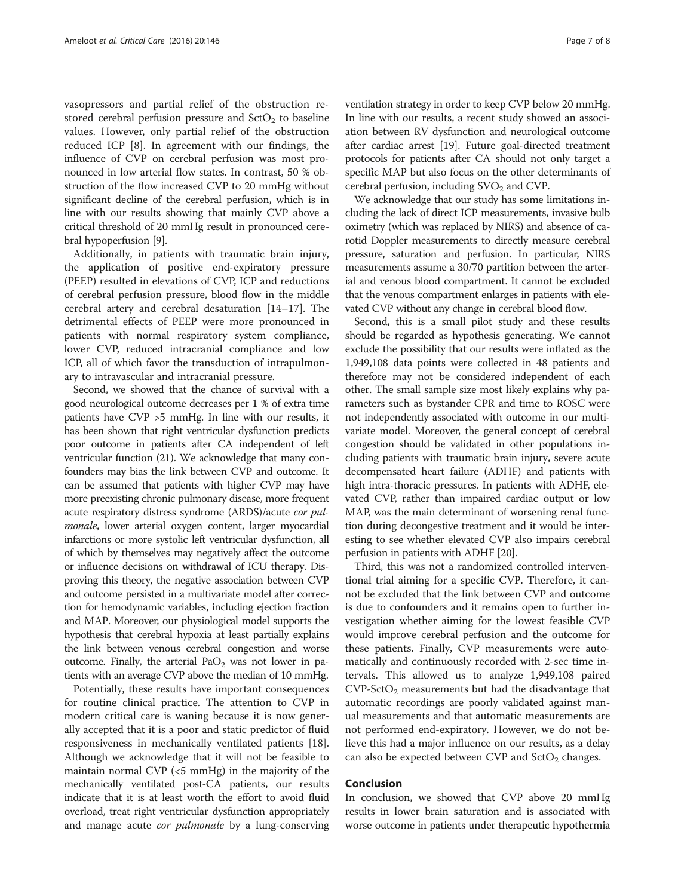vasopressors and partial relief of the obstruction restored cerebral perfusion pressure and $SctO_2$ to baseline values. However, only partial relief of the obstruction reduced ICP [8]. In agreement with our findings, the influence of CVP on cerebral perfusion was most pronounced in low arterial flow states. In contrast, 50 % obstruction of the flow increased CVP to 20 mmHg without significant decline of the cerebral perfusion, which is in line with our results showing that mainly CVP above a critical threshold of 20 mmHg result in pronounced cerebral hypoperfusion [9].

Additionally, in patients with traumatic brain injury, the application of positive end-expiratory pressure (PEEP) resulted in elevations of CVP, ICP and reductions of cerebral perfusion pressure, blood flow in the middle cerebral artery and cerebral desaturation [14–17]. The detrimental effects of PEEP were more pronounced in patients with normal respiratory system compliance, lower CVP, reduced intracranial compliance and low ICP, all of which favor the transduction of intrapulmonary to intravascular and intracranial pressure.

Second, we showed that the chance of survival with a good neurological outcome decreases per 1 % of extra time patients have CVP >5 mmHg. In line with our results, it has been shown that right ventricular dysfunction predicts poor outcome in patients after CA independent of left ventricular function (21). We acknowledge that many confounders may bias the link between CVP and outcome. It can be assumed that patients with higher CVP may have more preexisting chronic pulmonary disease, more frequent acute respiratory distress syndrome (ARDS)/acute *cor pulmonale*, lower arterial oxygen content, larger myocardial infarctions or more systolic left ventricular dysfunction, all of which by themselves may negatively affect the outcome or influence decisions on withdrawal of ICU therapy. Disproving this theory, the negative association between CVP and outcome persisted in a multivariate model after correction for hemodynamic variables, including ejection fraction and MAP. Moreover, our physiological model supports the hypothesis that cerebral hypoxia at least partially explains the link between venous cerebral congestion and worse outcome. Finally, the arterial $PaO_2$ was not lower in patients with an average CVP above the median of 10 mmHg.

Potentially, these results have important consequences for routine clinical practice. The attention to CVP in modern critical care is waning because it is now generally accepted that it is a poor and static predictor of fluid responsiveness in mechanically ventilated patients [18]. Although we acknowledge that it will not be feasible to maintain normal CVP (<5 mmHg) in the majority of the mechanically ventilated post-CA patients, our results indicate that it is at least worth the effort to avoid fluid overload, treat right ventricular dysfunction appropriately and manage acute *cor pulmonale* by a lung-conserving ventilation strategy in order to keep CVP below 20 mmHg. In line with our results, a recent study showed an association between RV dysfunction and neurological outcome after cardiac arrest [19]. Future goal-directed treatment protocols for patients after CA should not only target a specific MAP but also focus on the other determinants of cerebral perfusion, including $SVO_2$ and CVP.

We acknowledge that our study has some limitations including the lack of direct ICP measurements, invasive bulb oximetry (which was replaced by NIRS) and absence of carotid Doppler measurements to directly measure cerebral pressure, saturation and perfusion. In particular, NIRS measurements assume a 30/70 partition between the arterial and venous blood compartment. It cannot be excluded that the venous compartment enlarges in patients with elevated CVP without any change in cerebral blood flow.

Second, this is a small pilot study and these results should be regarded as hypothesis generating. We cannot exclude the possibility that our results were inflated as the 1,949,108 data points were collected in 48 patients and therefore may not be considered independent of each other. The small sample size most likely explains why parameters such as bystander CPR and time to ROSC were not independently associated with outcome in our multivariate model. Moreover, the general concept of cerebral congestion should be validated in other populations including patients with traumatic brain injury, severe acute decompensated heart failure (ADHF) and patients with high intra-thoracic pressures. In patients with ADHF, elevated CVP, rather than impaired cardiac output or low MAP, was the main determinant of worsening renal function during decongestive treatment and it would be interesting to see whether elevated CVP also impairs cerebral perfusion in patients with ADHF [20].

Third, this was not a randomized controlled interventional trial aiming for a specific CVP. Therefore, it cannot be excluded that the link between CVP and outcome is due to confounders and it remains open to further investigation whether aiming for the lowest feasible CVP would improve cerebral perfusion and the outcome for these patients. Finally, CVP measurements were automatically and continuously recorded with 2-sec time intervals. This allowed us to analyze 1,949,108 paired CVP-$SctO_2$ measurements but had the disadvantage that automatic recordings are poorly validated against manual measurements and that automatic measurements are not performed end-expiratory. However, we do not believe this had a major influence on our results, as a delay can also be expected between CVP and $SctO_2$ changes.

## Conclusion

In conclusion, we showed that CVP above 20 mmHg results in lower brain saturation and is associated with worse outcome in patients under therapeutic hypothermia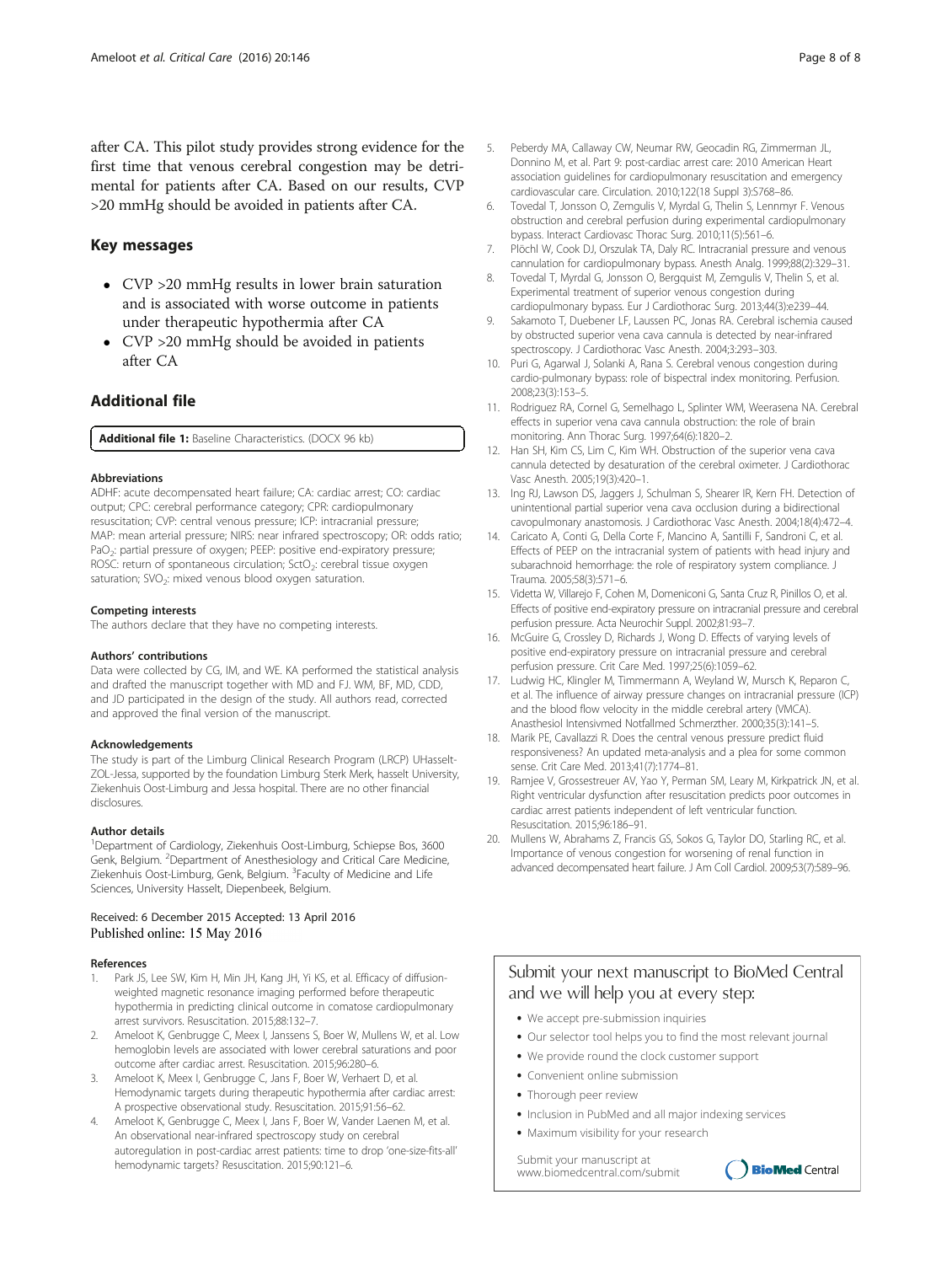after CA. This pilot study provides strong evidence for the first time that venous cerebral congestion may be detrimental for patients after CA. Based on our results, CVP >20 mmHg should be avoided in patients after CA.

## Key messages

- CVP >20 mmHg results in lower brain saturation and is associated with worse outcome in patients under therapeutic hypothermia after CA
- CVP >20 mmHg should be avoided in patients after CA

## Additional file

**Additional file 1:** Baseline Characteristics. (DOCX 96 kb)

#### Abbreviations

ADHF: acute decompensated heart failure; CA: cardiac arrest; CO: cardiac output; CPC: cerebral performance category; CPR: cardiopulmonary resuscitation; CVP: central venous pressure; ICP: intracranial pressure; MAP: mean arterial pressure; NIRS: near infrared spectroscopy; OR: odds ratio; $PaO_2$: partial pressure of oxygen; PEEP: positive end-expiratory pressure; ROSC: return of spontaneous circulation; $SctO_2$: cerebral tissue oxygen saturation; $SVO_2$: mixed venous blood oxygen saturation.

#### Competing interests

The authors declare that they have no competing interests.

#### Authors' contributions

Data were collected by CG, IM, and WE. KA performed the statistical analysis and drafted the manuscript together with MD and FJ. WM, BF, MD, CDD, and JD participated in the design of the study. All authors read, corrected and approved the final version of the manuscript.

#### Acknowledgements

The study is part of the Limburg Clinical Research Program (LRCP) UHasselt-ZOL-Jessa, supported by the foundation Limburg Sterk Merk, hasselt University, Ziekenhuis Oost-Limburg and Jessa hospital. There are no other financial disclosures.

#### Author details

[1]Department of Cardiology, Ziekenhuis Oost-Limburg, Schiepse Bos, 3600 Genk, Belgium. [2]Department of Anesthesiology and Critical Care Medicine, Ziekenhuis Oost-Limburg, Genk, Belgium. [3]Faculty of Medicine and Life Sciences, University Hasselt, Diepenbeek, Belgium.

Received: 6 December 2015 Accepted: 13 April 2016
Published online: 15 May 2016

#### References

1. Park JS, Lee SW, Kim H, Min JH, Kang JH, Yi KS, et al. Efficacy of diffusion-weighted magnetic resonance imaging performed before therapeutic hypothermia in predicting clinical outcome in comatose cardiopulmonary arrest survivors. Resuscitation. 2015;88:132–7.
2. Ameloot K, Genbrugge C, Meex I, Janssens S, Boer W, Mullens W, et al. Low hemoglobin levels are associated with lower cerebral saturations and poor outcome after cardiac arrest. Resuscitation. 2015;96:280–6.
3. Ameloot K, Meex I, Genbrugge C, Jans F, Boer W, Verhaert D, et al. Hemodynamic targets during therapeutic hypothermia after cardiac arrest: A prospective observational study. Resuscitation. 2015;91:56–62.
4. Ameloot K, Genbrugge C, Meex I, Jans F, Boer W, Vander Laenen M, et al. An observational near-infrared spectroscopy study on cerebral autoregulation in post-cardiac arrest patients: time to drop 'one-size-fits-all' hemodynamic targets? Resuscitation. 2015;90:121–6.
5. Peberdy MA, Callaway CW, Neumar RW, Geocadin RG, Zimmerman JL, Donnino M, et al. Part 9: post-cardiac arrest care: 2010 American Heart association guidelines for cardiopulmonary resuscitation and emergency cardiovascular care. Circulation. 2010;122(18 Suppl 3):S768–86.
6. Tovedal T, Jonsson O, Zemgulis V, Myrdal G, Thelin S, Lennmyr F. Venous obstruction and cerebral perfusion during experimental cardiopulmonary bypass. Interact Cardiovasc Thorac Surg. 2010;11(5):561–6.
7. Plöchl W, Cook DJ, Orszulak TA, Daly RC. Intracranial pressure and venous cannulation for cardiopulmonary bypass. Anesth Analg. 1999;88(2):329–31.
8. Tovedal T, Myrdal G, Jonsson O, Bergquist M, Zemgulis V, Thelin S, et al. Experimental treatment of superior venous congestion during cardiopulmonary bypass. Eur J Cardiothorac Surg. 2013;44(3):e239–44.
9. Sakamoto T, Duebener LF, Laussen PC, Jonas RA. Cerebral ischemia caused by obstructed superior vena cava cannula is detected by near-infrared spectroscopy. J Cardiothorac Vasc Anesth. 2004;3:293–303.
10. Puri G, Agarwal J, Solanki A, Rana S. Cerebral venous congestion during cardio-pulmonary bypass: role of bispectral index monitoring. Perfusion. 2008;23(3):153–5.
11. Rodriguez RA, Cornel G, Semelhago L, Splinter WM, Weerasena NA. Cerebral effects in superior vena cava cannula obstruction: the role of brain monitoring. Ann Thorac Surg. 1997;64(6):1820–2.
12. Han SH, Kim CS, Lim C, Kim WH. Obstruction of the superior vena cava cannula detected by desaturation of the cerebral oximeter. J Cardiothorac Vasc Anesth. 2005;19(3):420–1.
13. Ing RJ, Lawson DS, Jaggers J, Schulman S, Shearer IR, Kern FH. Detection of unintentional partial superior vena cava occlusion during a bidirectional cavopulmonary anastomosis. J Cardiothorac Vasc Anesth. 2004;18(4):472–4.
14. Caricato A, Conti G, Della Corte F, Mancino A, Santilli F, Sandroni C, et al. Effects of PEEP on the intracranial system of patients with head injury and subarachnoid hemorrhage: the role of respiratory system compliance. J Trauma. 2005;58(3):571–6.
15. Videtta W, Villarejo F, Cohen M, Domeniconi G, Santa Cruz R, Pinillos O, et al. Effects of positive end-expiratory pressure on intracranial pressure and cerebral perfusion pressure. Acta Neurochir Suppl. 2002;81:93–7.
16. McGuire G, Crossley D, Richards J, Wong D. Effects of varying levels of positive end-expiratory pressure on intracranial pressure and cerebral perfusion pressure. Crit Care Med. 1997;25(6):1059–62.
17. Ludwig HC, Klingler M, Timmermann A, Weyland W, Mursch K, Reparon C, et al. The influence of airway pressure changes on intracranial pressure (ICP) and the blood flow velocity in the middle cerebral artery (VMCA). Anasthesiol Intensivmed Notfallmed Schmerzther. 2000;35(3):141–5.
18. Marik PE, Cavallazzi R. Does the central venous pressure predict fluid responsiveness? An updated meta-analysis and a plea for some common sense. Crit Care Med. 2013;41(7):1774–81.
19. Ramjee V, Grossestreuer AV, Yao Y, Perman SM, Leary M, Kirkpatrick JN, et al. Right ventricular dysfunction after resuscitation predicts poor outcomes in cardiac arrest patients independent of left ventricular function. Resuscitation. 2015;96:186–91.
20. Mullens W, Abrahams Z, Francis GS, Sokos G, Taylor DO, Starling RC, et al. Importance of venous congestion for worsening of renal function in advanced decompensated heart failure. J Am Coll Cardiol. 2009;53(7):589–96.

Submit your next manuscript to BioMed Central and we will help you at every step:

- We accept pre-submission inquiries
- Our selector tool helps you to find the most relevant journal
- We provide round the clock customer support
- Convenient online submission
- Thorough peer review
- Inclusion in PubMed and all major indexing services
- Maximum visibility for your research

Submit your manuscript at
www.biomedcentral.com/submit

BioMed Central